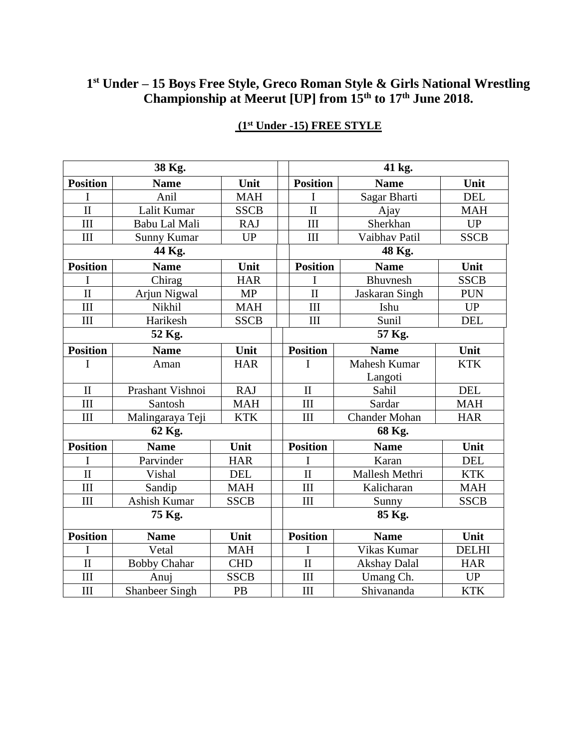# 1st Under – 15 Boys Free Style, Greco Roman Style & Girls National Wrestling Championship at Meerut [UP] from 15th to 17th June 2018.

## (1st Under -15) FREE STYLE

| 38 Kg. | | | | 41 kg. | | |
|---|---|---|---|---|---|---|
| **Position** | **Name** | **Unit** | | **Position** | **Name** | **Unit** |
| I | Anil | MAH | | I | Sagar Bharti | DEL |
| II | Lalit Kumar | SSCB | | II | Ajay | MAH |
| III | Babu Lal Mali | RAJ | | III | Sherkhan | UP |
| III | Sunny Kumar | UP | | III | Vaibhav Patil | SSCB |
| **44 Kg.** | | | | **48 Kg.** | | |
| **Position** | **Name** | **Unit** | | **Position** | **Name** | **Unit** |
| I | Chirag | HAR | | I | Bhuvnesh | SSCB |
| II | Arjun Nigwal | MP | | II | Jaskaran Singh | PUN |
| III | Nikhil | MAH | | III | Ishu | UP |
| III | Harikesh | SSCB | | III | Sunil | DEL |
| **52 Kg.** | | | | **57 Kg.** | | |
| **Position** | **Name** | **Unit** | | **Position** | **Name** | **Unit** |
| I | Aman | HAR | | I | Mahesh Kumar Langoti | KTK |
| II | Prashant Vishnoi | RAJ | | II | Sahil | DEL |
| III | Santosh | MAH | | III | Sardar | MAH |
| III | Malingaraya Teji | KTK | | III | Chander Mohan | HAR |
| **62 Kg.** | | | | **68 Kg.** | | |
| **Position** | **Name** | **Unit** | | **Position** | **Name** | **Unit** |
| I | Parvinder | HAR | | I | Karan | DEL |
| II | Vishal | DEL | | II | Mallesh Methri | KTK |
| III | Sandip | MAH | | III | Kalicharan | MAH |
| III | Ashish Kumar | SSCB | | III | Sunny | SSCB |
| **75 Kg.** | | | | **85 Kg.** | | |
| **Position** | **Name** | **Unit** | | **Position** | **Name** | **Unit** |
| I | Vetal | MAH | | I | Vikas Kumar | DELHI |
| II | Bobby Chahar | CHD | | II | Akshay Dalal | HAR |
| III | Anuj | SSCB | | III | Umang Ch. | UP |
| III | Shanbeer Singh | PB | | III | Shivananda | KTK |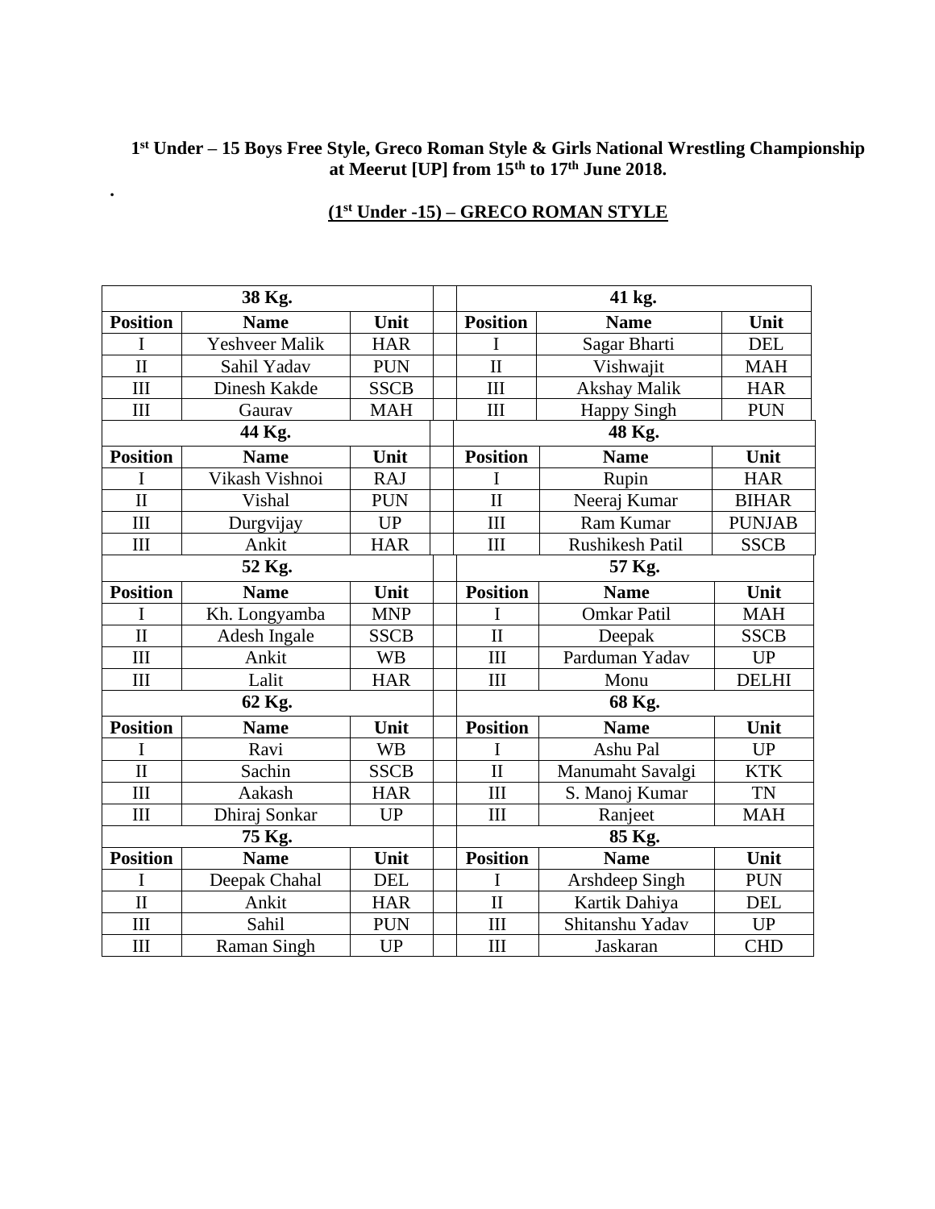**1st Under – 15 Boys Free Style, Greco Roman Style & Girls National Wrestling Championship at Meerut [UP] from 15th to 17th June 2018.**

.

## (1st Under -15) – GRECO ROMAN STYLE

| 38 Kg. | | | | 41 kg. | | |
|---|---|---|---|---|---|---|
| **Position** | **Name** | **Unit** | | **Position** | **Name** | **Unit** |
| I | Yeshveer Malik | HAR | | I | Sagar Bharti | DEL |
| II | Sahil Yadav | PUN | | II | Vishwajit | MAH |
| III | Dinesh Kakde | SSCB | | III | Akshay Malik | HAR |
| III | Gaurav | MAH | | III | Happy Singh | PUN |
| **44 Kg.** | | | | **48 Kg.** | | |
| **Position** | **Name** | **Unit** | | **Position** | **Name** | **Unit** |
| I | Vikash Vishnoi | RAJ | | I | Rupin | HAR |
| II | Vishal | PUN | | II | Neeraj Kumar | BIHAR |
| III | Durgvijay | UP | | III | Ram Kumar | PUNJAB |
| III | Ankit | HAR | | III | Rushikesh Patil | SSCB |
| **52 Kg.** | | | | **57 Kg.** | | |
| **Position** | **Name** | **Unit** | | **Position** | **Name** | **Unit** |
| I | Kh. Longyamba | MNP | | I | Omkar Patil | MAH |
| II | Adesh Ingale | SSCB | | II | Deepak | SSCB |
| III | Ankit | WB | | III | Parduman Yadav | UP |
| III | Lalit | HAR | | III | Monu | DELHI |
| **62 Kg.** | | | | **68 Kg.** | | |
| **Position** | **Name** | **Unit** | | **Position** | **Name** | **Unit** |
| I | Ravi | WB | | I | Ashu Pal | UP |
| II | Sachin | SSCB | | II | Manumaht Savalgi | KTK |
| III | Aakash | HAR | | III | S. Manoj Kumar | TN |
| III | Dhiraj Sonkar | UP | | III | Ranjeet | MAH |
| **75 Kg.** | | | | **85 Kg.** | | |
| **Position** | **Name** | **Unit** | | **Position** | **Name** | **Unit** |
| I | Deepak Chahal | DEL | | I | Arshdeep Singh | PUN |
| II | Ankit | HAR | | II | Kartik Dahiya | DEL |
| III | Sahil | PUN | | III | Shitanshu Yadav | UP |
| III | Raman Singh | UP | | III | Jaskaran | CHD |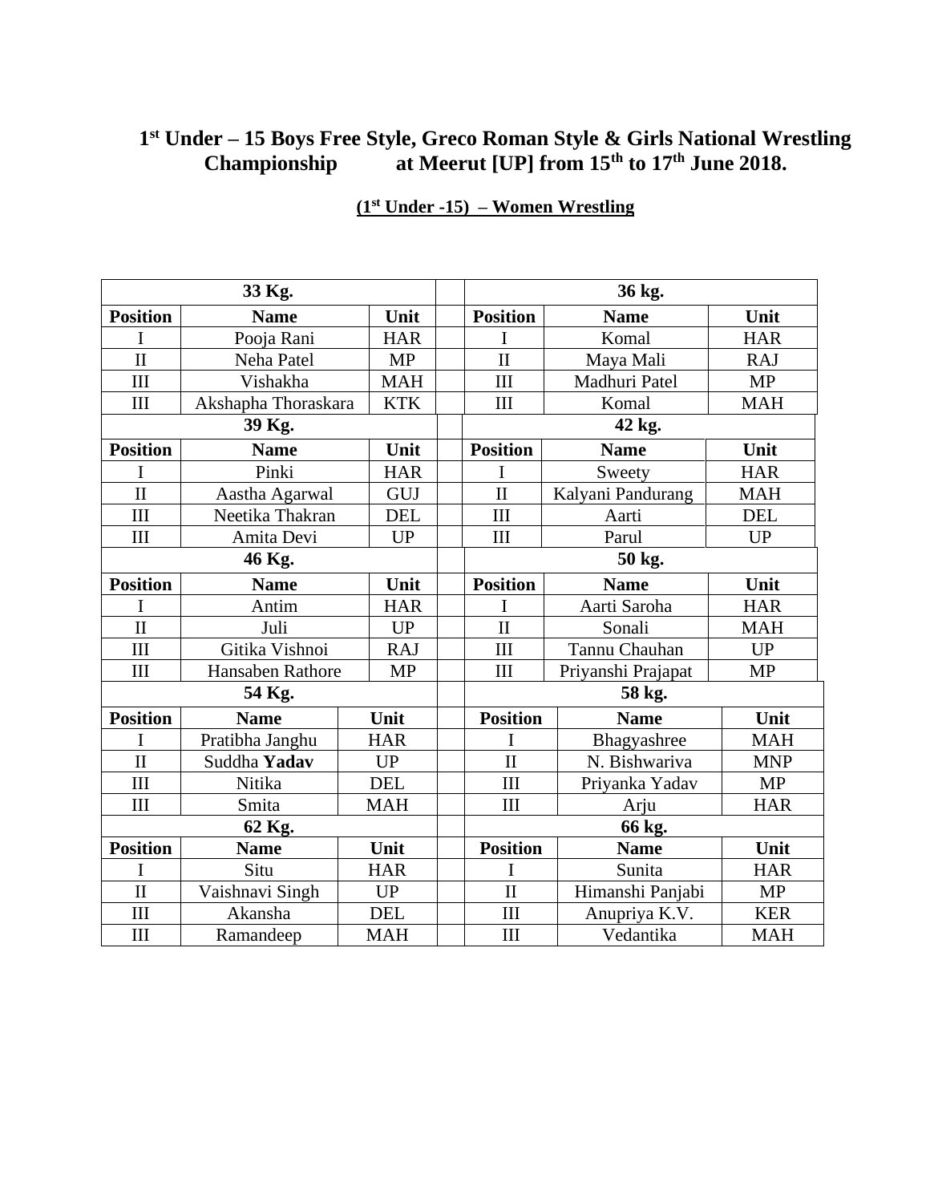# 1st Under – 15 Boys Free Style, Greco Roman Style & Girls National Wrestling Championship at Meerut [UP] from 15th to 17th June 2018.

## (1st Under -15) – Women Wrestling

| 33 Kg. | | | | 36 kg. | | |
|---|---|---|---|---|---|---|
| **Position** | **Name** | **Unit** | | **Position** | **Name** | **Unit** |
| I | Pooja Rani | HAR | | I | Komal | HAR |
| II | Neha Patel | MP | | II | Maya Mali | RAJ |
| III | Vishakha | MAH | | III | Madhuri Patel | MP |
| III | Akshapha Thoraskara | KTK | | III | Komal | MAH |
| **39 Kg.** | | | | **42 kg.** | | |
| **Position** | **Name** | **Unit** | | **Position** | **Name** | **Unit** |
| I | Pinki | HAR | | I | Sweety | HAR |
| II | Aastha Agarwal | GUJ | | II | Kalyani Pandurang | MAH |
| III | Neetika Thakran | DEL | | III | Aarti | DEL |
| III | Amita Devi | UP | | III | Parul | UP |
| **46 Kg.** | | | | **50 kg.** | | |
| **Position** | **Name** | **Unit** | | **Position** | **Name** | **Unit** |
| I | Antim | HAR | | I | Aarti Saroha | HAR |
| II | Juli | UP | | II | Sonali | MAH |
| III | Gitika Vishnoi | RAJ | | III | Tannu Chauhan | UP |
| III | Hansaben Rathore | MP | | III | Priyanshi Prajapat | MP |
| **54 Kg.** | | | | **58 kg.** | | |
| **Position** | **Name** | **Unit** | | **Position** | **Name** | **Unit** |
| I | Pratibha Janghu | HAR | | I | Bhagyashree | MAH |
| II | Suddha **Yadav** | UP | | II | N. Bishwariva | MNP |
| III | Nitika | DEL | | III | Priyanka Yadav | MP |
| III | Smita | MAH | | III | Arju | HAR |
| **62 Kg.** | | | | **66 kg.** | | |
| **Position** | **Name** | **Unit** | | **Position** | **Name** | **Unit** |
| I | Situ | HAR | | I | Sunita | HAR |
| II | Vaishnavi Singh | UP | | II | Himanshi Panjabi | MP |
| III | Akansha | DEL | | III | Anupriya K.V. | KER |
| III | Ramandeep | MAH | | III | Vedantika | MAH |